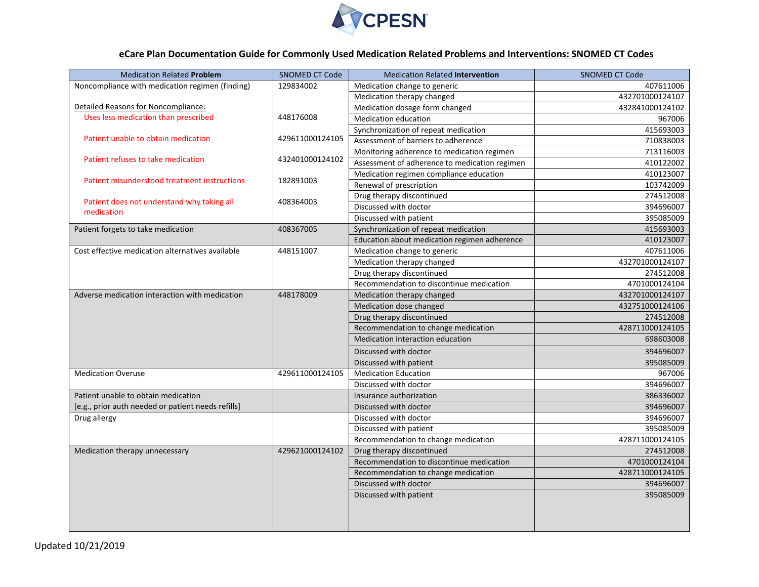## eCare Plan Documentation Guide for Commonly Used Medication Related Problems and Interventions: SNOMED CT Codes

| Medication Related **Problem** | SNOMED CT Code | Medication Related **Intervention** | SNOMED CT Code |
|---|---|---|---|
| Noncompliance with medication regimen (finding) | 129834002 | Medication change to generic | 407611006 |
| | | Medication therapy changed | 432701000124107 |
| Detailed Reasons for Noncompliance: | | Medication dosage form changed | 432841000124102 |
| Uses less medication than prescribed | 448176008 | Medication education | 967006 |
| | | Synchronization of repeat medication | 415693003 |
| Patient unable to obtain medication | 429611000124105 | Assessment of barriers to adherence | 710838003 |
| | | Monitoring adherence to medication regimen | 713116003 |
| Patient refuses to take medication | 432401000124102 | Assessment of adherence to medication regimen | 410122002 |
| | | Medication regimen compliance education | 410123007 |
| Patient misunderstood treatment instructions | 182891003 | Renewal of prescription | 103742009 |
| | | Drug therapy discontinued | 274512008 |
| Patient does not understand why taking all medication | 408364003 | Discussed with doctor | 394696007 |
| | | Discussed with patient | 395085009 |
| Patient forgets to take medication | 408367005 | Synchronization of repeat medication | 415693003 |
| | | Education about medication regimen adherence | 410123007 |
| Cost effective medication alternatives available | 448151007 | Medication change to generic | 407611006 |
| | | Medication therapy changed | 432701000124107 |
| | | Drug therapy discontinued | 274512008 |
| | | Recommendation to discontinue medication | 4701000124104 |
| Adverse medication interaction with medication | 448178009 | Medication therapy changed | 432701000124107 |
| | | Medication dose changed | 432751000124106 |
| | | Drug therapy discontinued | 274512008 |
| | | Recommendation to change medication | 428711000124105 |
| | | Medication interaction education | 698603008 |
| | | Discussed with doctor | 394696007 |
| | | Discussed with patient | 395085009 |
| Medication Overuse | 429611000124105 | Medication Education | 967006 |
| | | Discussed with doctor | 394696007 |
| Patient unable to obtain medication [e.g., prior auth needed or patient needs refills] | | Insurance authorization | 386336002 |
| | | Discussed with doctor | 394696007 |
| Drug allergy | | Discussed with doctor | 394696007 |
| | | Discussed with patient | 395085009 |
| | | Recommendation to change medication | 428711000124105 |
| Medication therapy unnecessary | 429621000124102 | Drug therapy discontinued | 274512008 |
| | | Recommendation to discontinue medication | 4701000124104 |
| | | Recommendation to change medication | 428711000124105 |
| | | Discussed with doctor | 394696007 |
| | | Discussed with patient | 395085009 |

Updated 10/21/2019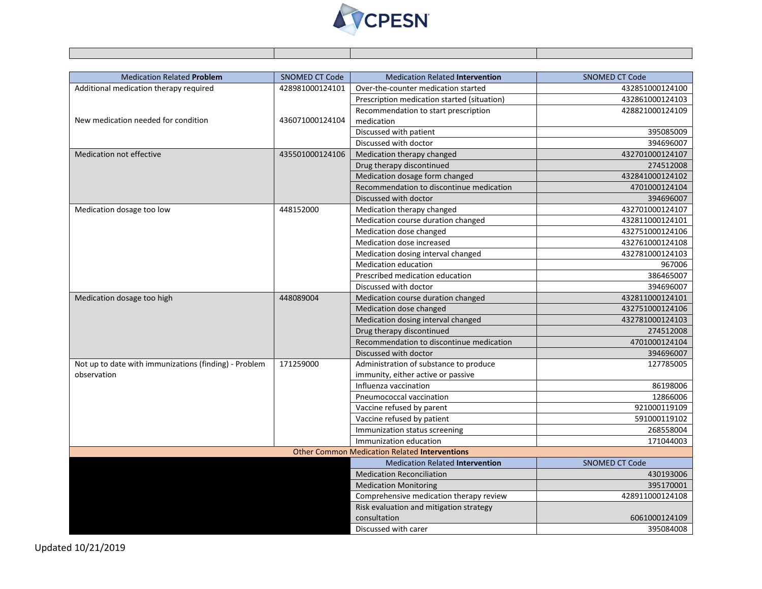| | | | |
|---|---|---|---|
| | | | |

| Medication Related **Problem** | SNOMED CT Code | Medication Related **Intervention** | SNOMED CT Code |
|---|---|---|---|
| Additional medication therapy required | 428981000124101 | Over-the-counter medication started | 432851000124100 |
| | | Prescription medication started (situation) | 432861000124103 |
| New medication needed for condition | 436071000124104 | Recommendation to start prescription medication | 428821000124109 |
| | | Discussed with patient | 395085009 |
| | | Discussed with doctor | 394696007 |
| Medication not effective | 435501000124106 | Medication therapy changed | 432701000124107 |
| | | Drug therapy discontinued | 274512008 |
| | | Medication dosage form changed | 432841000124102 |
| | | Recommendation to discontinue medication | 4701000124104 |
| | | Discussed with doctor | 394696007 |
| Medication dosage too low | 448152000 | Medication therapy changed | 432701000124107 |
| | | Medication course duration changed | 432811000124101 |
| | | Medication dose changed | 432751000124106 |
| | | Medication dose increased | 432761000124108 |
| | | Medication dosing interval changed | 432781000124103 |
| | | Medication education | 967006 |
| | | Prescribed medication education | 386465007 |
| | | Discussed with doctor | 394696007 |
| Medication dosage too high | 448089004 | Medication course duration changed | 432811000124101 |
| | | Medication dose changed | 432751000124106 |
| | | Medication dosing interval changed | 432781000124103 |
| | | Drug therapy discontinued | 274512008 |
| | | Recommendation to discontinue medication | 4701000124104 |
| | | Discussed with doctor | 394696007 |
| Not up to date with immunizations (finding) - Problem observation | 171259000 | Administration of substance to produce immunity, either active or passive | 127785005 |
| | | Influenza vaccination | 86198006 |
| | | Pneumococcal vaccination | 12866006 |
| | | Vaccine refused by parent | 921000119109 |
| | | Vaccine refused by patient | 591000119102 |
| | | Immunization status screening | 268558004 |
| | | Immunization education | 171044003 |
| Other Common Medication Related **Interventions** | | | |
| | | Medication Related **Intervention** | SNOMED CT Code |
| | | Medication Reconciliation | 430193006 |
| | | Medication Monitoring | 395170001 |
| | | Comprehensive medication therapy review | 428911000124108 |
| | | Risk evaluation and mitigation strategy consultation | 6061000124109 |
| | | Discussed with carer | 395084008 |

Updated 10/21/2019